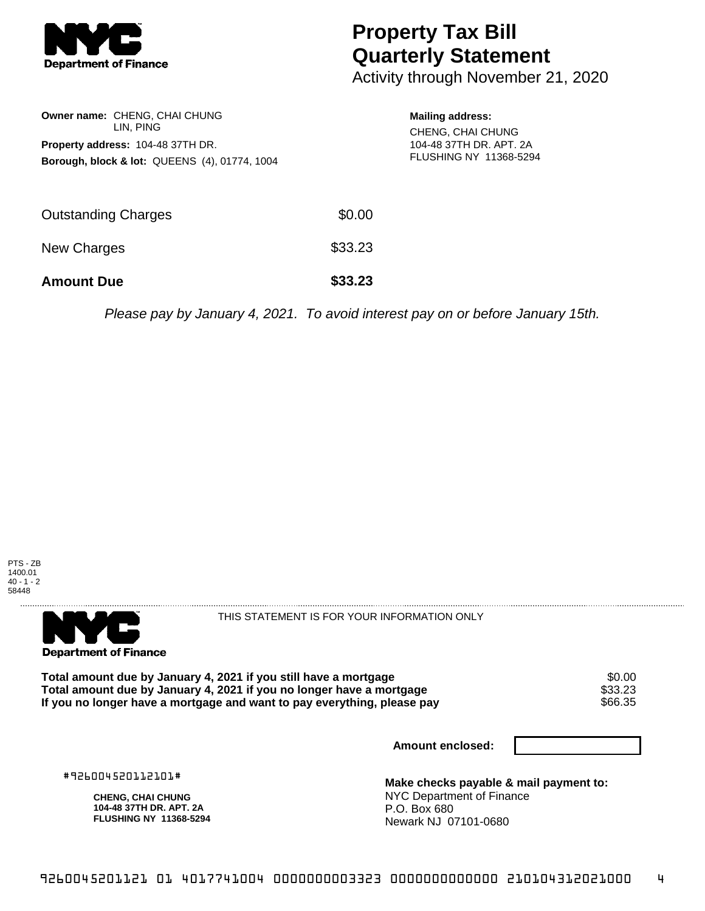NYC Department of Finance

# Property Tax Bill Quarterly Statement

Activity through November 21, 2020

**Owner name:** CHENG, CHAI CHUNG
LIN, PING

**Property address:** 104-48 37TH DR.

**Borough, block & lot:** QUEENS (4), 01774, 1004

**Mailing address:**
CHENG, CHAI CHUNG
104-48 37TH DR. APT. 2A
FLUSHING NY 11368-5294

| | |
|---|---|
| Outstanding Charges | $0.00 |
| New Charges | $33.23 |
| **Amount Due** | **$33.23** |

*Please pay by January 4, 2021. To avoid interest pay on or before January 15th.*

PTS - ZB
1400.01
40 - 1 - 2
58448

NYC Department of Finance

THIS STATEMENT IS FOR YOUR INFORMATION ONLY

| | |
|---|---|
| **Total amount due by January 4, 2021 if you still have a mortgage** | $0.00 |
| **Total amount due by January 4, 2021 if you no longer have a mortgage** | $33.23 |
| **If you no longer have a mortgage and want to pay everything, please pay** | $66.35 |

**Amount enclosed:**

#926004520112101#

**CHENG, CHAI CHUNG**
**104-48 37TH DR. APT. 2A**
**FLUSHING NY 11368-5294**

**Make checks payable & mail payment to:**
NYC Department of Finance
P.O. Box 680
Newark NJ 07101-0680

9260045201121 01 4017741004 0000000003323 0000000000000 210104312021000 4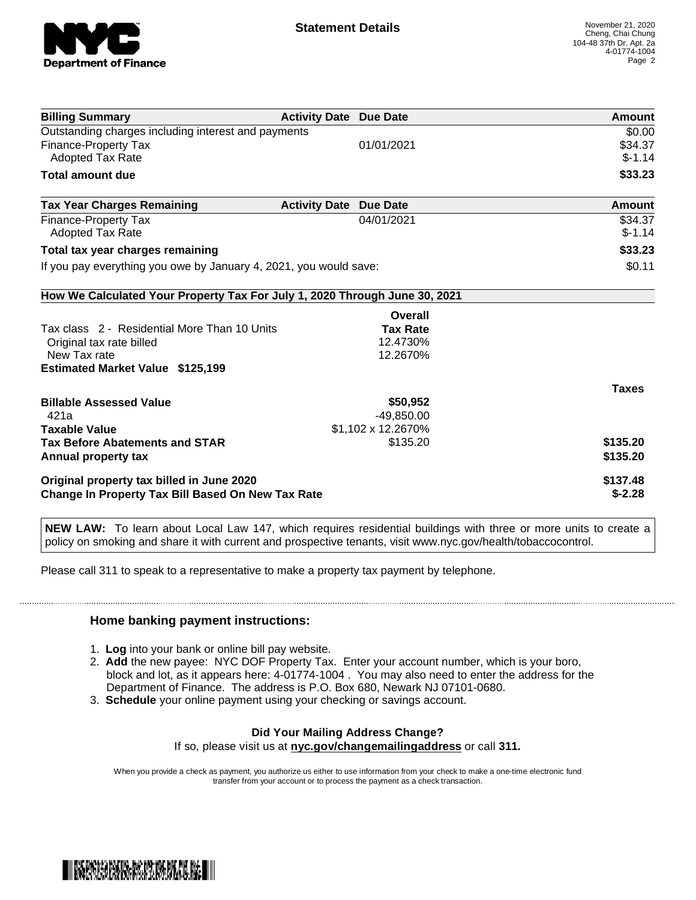**Statement Details**

November 21, 2020
Cheng, Chai Chung
104-48 37th Dr. Apt. 2a
4-01774-1004
Page 2

| Billing Summary | Activity Date | Due Date | Amount |
|---|---|---|---|
| Outstanding charges including interest and payments | | | $0.00 |
| Finance-Property Tax | | 01/01/2021 | $34.37 |
| Adopted Tax Rate | | | $-1.14 |
| **Total amount due** | | | **$33.23** |

| Tax Year Charges Remaining | Activity Date | Due Date | Amount |
|---|---|---|---|
| Finance-Property Tax | | 04/01/2021 | $34.37 |
| Adopted Tax Rate | | | $-1.14 |
| **Total tax year charges remaining** | | | **$33.23** |
| If you pay everything you owe by January 4, 2021, you would save: | | | $0.11 |

**How We Calculated Your Property Tax For July 1, 2020 Through June 30, 2021**

| | Overall Tax Rate | Taxes |
|---|---|---|
| Tax class 2 - Residential More Than 10 Units | | |
| Original tax rate billed | 12.4730% | |
| New Tax rate | 12.2670% | |
| **Estimated Market Value $125,199** | | |
| **Billable Assessed Value** | **$50,952** | |
| 421a | -49,850.00 | |
| **Taxable Value** | $1,102 x 12.2670% | |
| **Tax Before Abatements and STAR** | $135.20 | **$135.20** |
| **Annual property tax** | | **$135.20** |
| **Original property tax billed in June 2020** | | **$137.48** |
| **Change In Property Tax Bill Based On New Tax Rate** | | **$-2.28** |

**NEW LAW:** To learn about Local Law 147, which requires residential buildings with three or more units to create a policy on smoking and share it with current and prospective tenants, visit www.nyc.gov/health/tobaccocontrol.

Please call 311 to speak to a representative to make a property tax payment by telephone.

### Home banking payment instructions:

1. **Log** into your bank or online bill pay website.
2. **Add** the new payee: NYC DOF Property Tax. Enter your account number, which is your boro, block and lot, as it appears here: 4-01774-1004 . You may also need to enter the address for the Department of Finance. The address is P.O. Box 680, Newark NJ 07101-0680.
3. **Schedule** your online payment using your checking or savings account.

**Did Your Mailing Address Change?**

If so, please visit us at **nyc.gov/changemailingaddress** or call **311.**

When you provide a check as payment, you authorize us either to use information from your check to make a one-time electronic fund transfer from your account or to process the payment as a check transaction.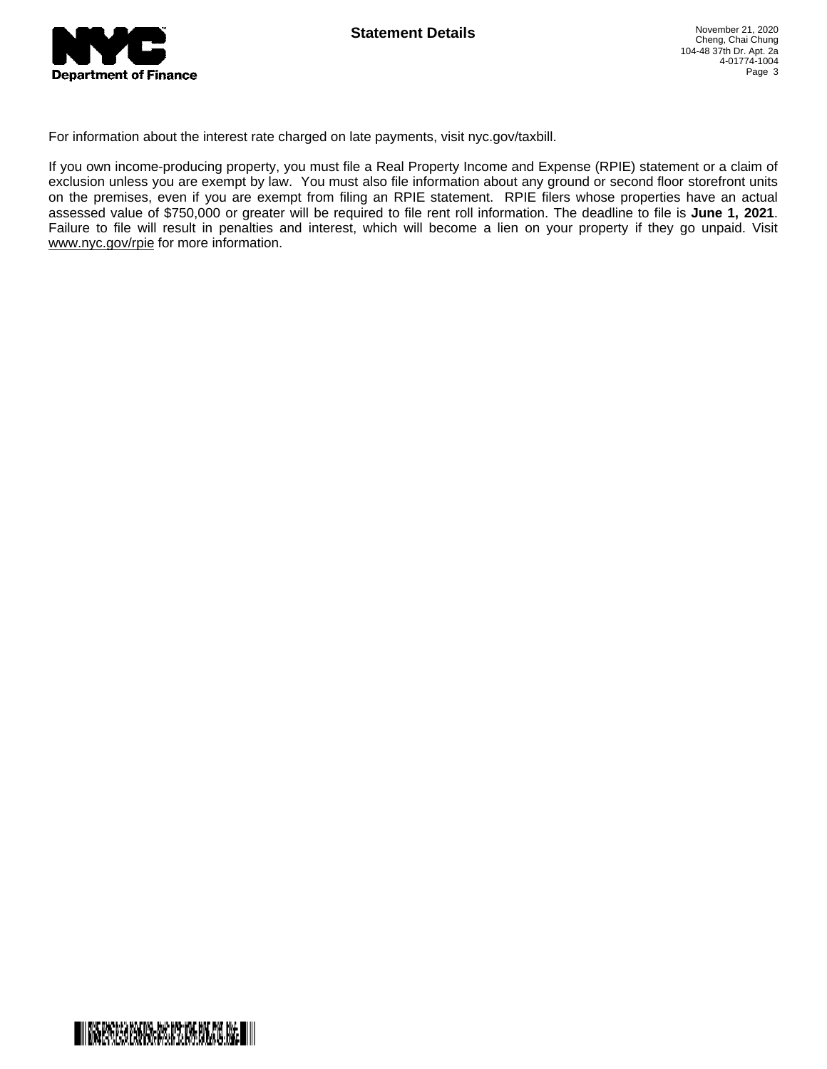For information about the interest rate charged on late payments, visit nyc.gov/taxbill.

If you own income-producing property, you must file a Real Property Income and Expense (RPIE) statement or a claim of exclusion unless you are exempt by law. You must also file information about any ground or second floor storefront units on the premises, even if you are exempt from filing an RPIE statement. RPIE filers whose properties have an actual assessed value of $750,000 or greater will be required to file rent roll information. The deadline to file is **June 1, 2021**. Failure to file will result in penalties and interest, which will become a lien on your property if they go unpaid. Visit www.nyc.gov/rpie for more information.